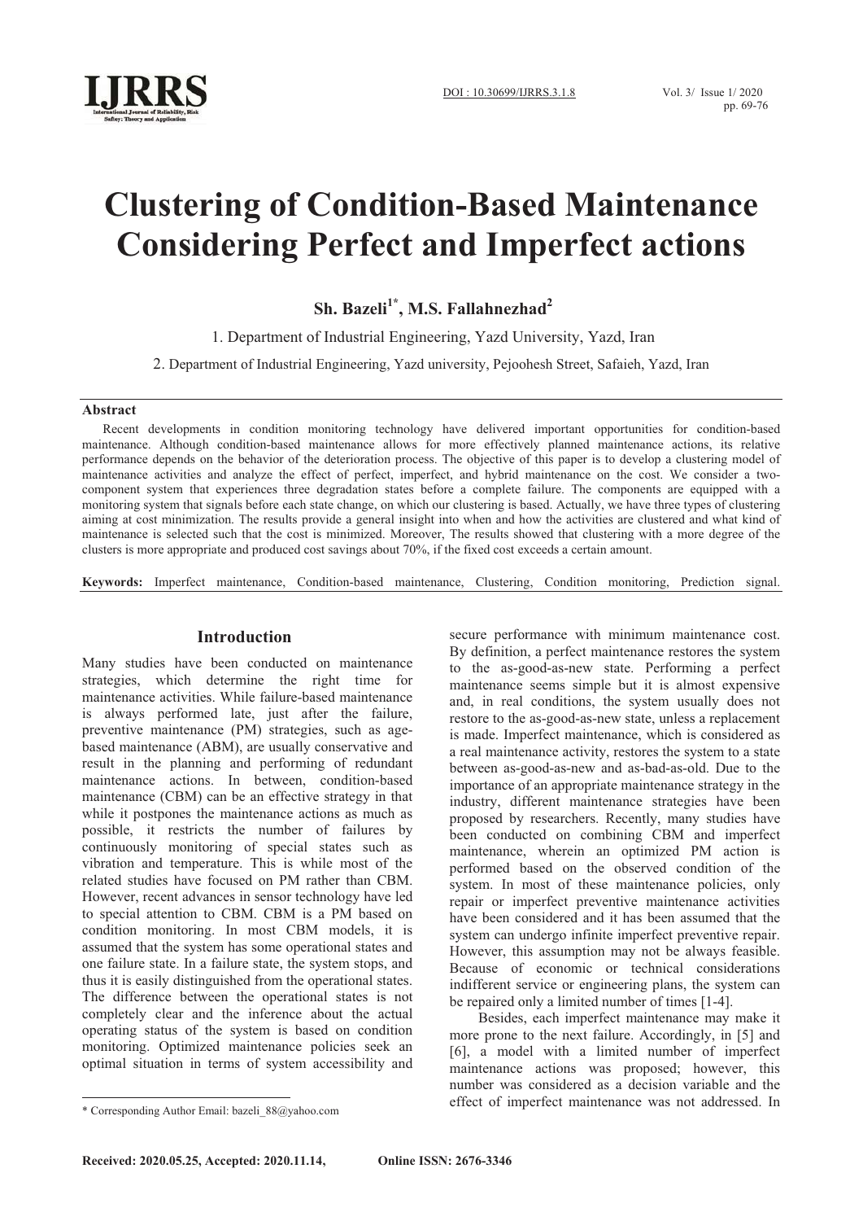# Clustering of Condition-Based Maintenance Considering Perfect and Imperfect actions

**Sh. Bazeli[1*], M.S. Fallahnezhad[2]**

1. Department of Industrial Engineering, Yazd University, Yazd, Iran

2. Department of Industrial Engineering, Yazd university, Pejoohesh Street, Safaieh, Yazd, Iran

### Abstract

Recent developments in condition monitoring technology have delivered important opportunities for condition-based maintenance. Although condition-based maintenance allows for more effectively planned maintenance actions, its relative performance depends on the behavior of the deterioration process. The objective of this paper is to develop a clustering model of maintenance activities and analyze the effect of perfect, imperfect, and hybrid maintenance on the cost. We consider a two-component system that experiences three degradation states before a complete failure. The components are equipped with a monitoring system that signals before each state change, on which our clustering is based. Actually, we have three types of clustering aiming at cost minimization. The results provide a general insight into when and how the activities are clustered and what kind of maintenance is selected such that the cost is minimized. Moreover, The results showed that clustering with a more degree of the clusters is more appropriate and produced cost savings about 70%, if the fixed cost exceeds a certain amount.

**Keywords:** Imperfect maintenance, Condition-based maintenance, Clustering, Condition monitoring, Prediction signal.

## Introduction

Many studies have been conducted on maintenance strategies, which determine the right time for maintenance activities. While failure-based maintenance is always performed late, just after the failure, preventive maintenance (PM) strategies, such as age-based maintenance (ABM), are usually conservative and result in the planning and performing of redundant maintenance actions. In between, condition-based maintenance (CBM) can be an effective strategy in that while it postpones the maintenance actions as much as possible, it restricts the number of failures by continuously monitoring of special states such as vibration and temperature. This is while most of the related studies have focused on PM rather than CBM. However, recent advances in sensor technology have led to special attention to CBM. CBM is a PM based on condition monitoring. In most CBM models, it is assumed that the system has some operational states and one failure state. In a failure state, the system stops, and thus it is easily distinguished from the operational states. The difference between the operational states is not completely clear and the inference about the actual operating status of the system is based on condition monitoring. Optimized maintenance policies seek an optimal situation in terms of system accessibility and secure performance with minimum maintenance cost. By definition, a perfect maintenance restores the system to the as-good-as-new state. Performing a perfect maintenance seems simple but it is almost expensive and, in real conditions, the system usually does not restore to the as-good-as-new state, unless a replacement is made. Imperfect maintenance, which is considered as a real maintenance activity, restores the system to a state between as-good-as-new and as-bad-as-old. Due to the importance of an appropriate maintenance strategy in the industry, different maintenance strategies have been proposed by researchers. Recently, many studies have been conducted on combining CBM and imperfect maintenance, wherein an optimized PM action is performed based on the observed condition of the system. In most of these maintenance policies, only repair or imperfect preventive maintenance activities have been considered and it has been assumed that the system can undergo infinite imperfect preventive repair. However, this assumption may not be always feasible. Because of economic or technical considerations indifferent service or engineering plans, the system can be repaired only a limited number of times [1-4].

Besides, each imperfect maintenance may make it more prone to the next failure. Accordingly, in [5] and [6], a model with a limited number of imperfect maintenance actions was proposed; however, this number was considered as a decision variable and the effect of imperfect maintenance was not addressed. In

* Corresponding Author Email: bazeli_88@yahoo.com

**Received: 2020.05.25, Accepted: 2020.11.14,** **Online ISSN: 2676-3346**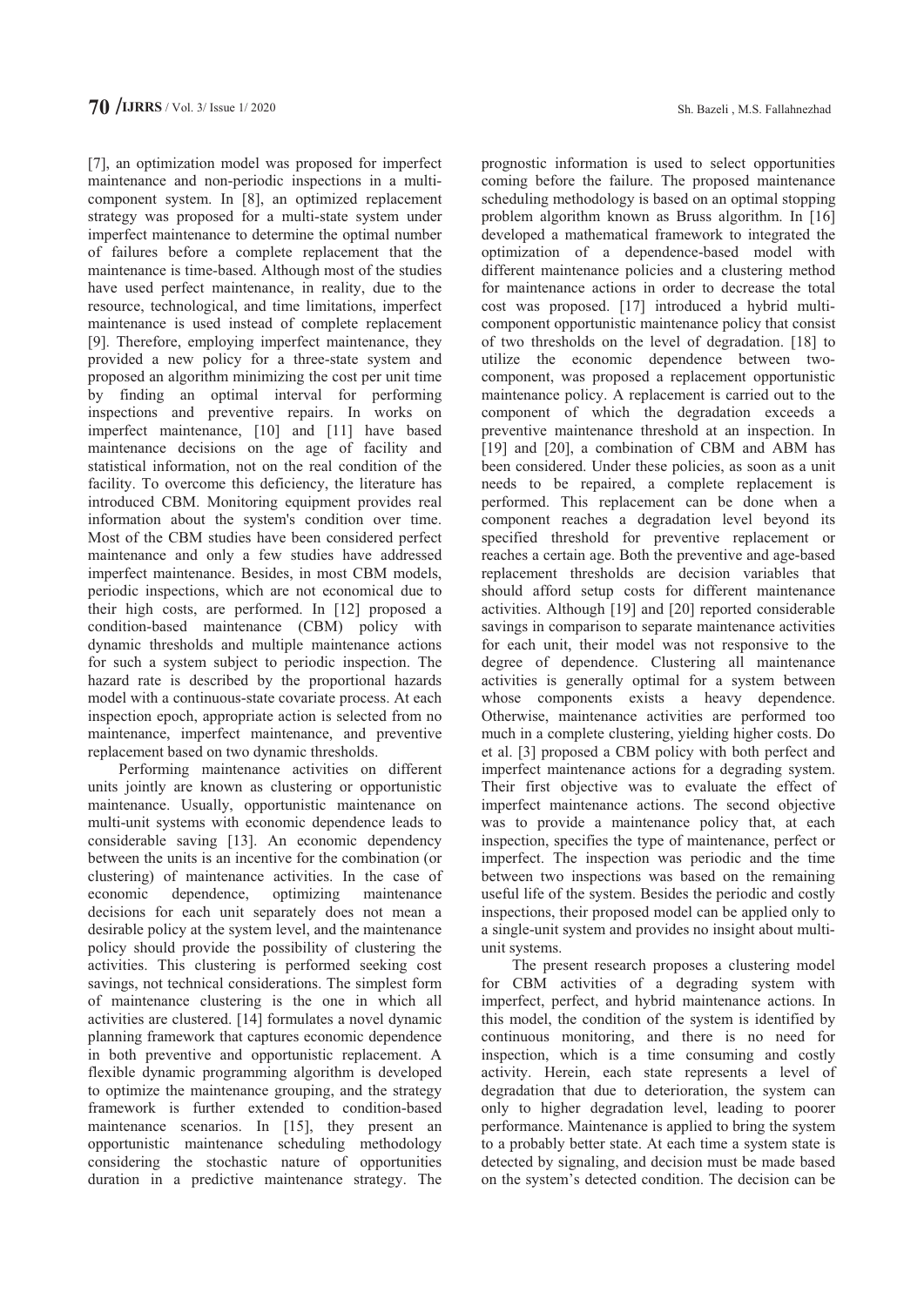[7], an optimization model was proposed for imperfect maintenance and non-periodic inspections in a multi-component system. In [8], an optimized replacement strategy was proposed for a multi-state system under imperfect maintenance to determine the optimal number of failures before a complete replacement that the maintenance is time-based. Although most of the studies have used perfect maintenance, in reality, due to the resource, technological, and time limitations, imperfect maintenance is used instead of complete replacement [9]. Therefore, employing imperfect maintenance, they provided a new policy for a three-state system and proposed an algorithm minimizing the cost per unit time by finding an optimal interval for performing inspections and preventive repairs. In works on imperfect maintenance, [10] and [11] have based maintenance decisions on the age of facility and statistical information, not on the real condition of the facility. To overcome this deficiency, the literature has introduced CBM. Monitoring equipment provides real information about the system's condition over time. Most of the CBM studies have been considered perfect maintenance and only a few studies have addressed imperfect maintenance. Besides, in most CBM models, periodic inspections, which are not economical due to their high costs, are performed. In [12] proposed a condition-based maintenance (CBM) policy with dynamic thresholds and multiple maintenance actions for such a system subject to periodic inspection. The hazard rate is described by the proportional hazards model with a continuous-state covariate process. At each inspection epoch, appropriate action is selected from no maintenance, imperfect maintenance, and preventive replacement based on two dynamic thresholds.

Performing maintenance activities on different units jointly are known as clustering or opportunistic maintenance. Usually, opportunistic maintenance on multi-unit systems with economic dependence leads to considerable saving [13]. An economic dependency between the units is an incentive for the combination (or clustering) of maintenance activities. In the case of economic dependence, optimizing maintenance decisions for each unit separately does not mean a desirable policy at the system level, and the maintenance policy should provide the possibility of clustering the activities. This clustering is performed seeking cost savings, not technical considerations. The simplest form of maintenance clustering is the one in which all activities are clustered. [14] formulates a novel dynamic planning framework that captures economic dependence in both preventive and opportunistic replacement. A flexible dynamic programming algorithm is developed to optimize the maintenance grouping, and the strategy framework is further extended to condition-based maintenance scenarios. In [15], they present an opportunistic maintenance scheduling methodology considering the stochastic nature of opportunities duration in a predictive maintenance strategy. The prognostic information is used to select opportunities coming before the failure. The proposed maintenance scheduling methodology is based on an optimal stopping problem algorithm known as Bruss algorithm. In [16] developed a mathematical framework to integrated the optimization of a dependence-based model with different maintenance policies and a clustering method for maintenance actions in order to decrease the total cost was proposed. [17] introduced a hybrid multi-component opportunistic maintenance policy that consist of two thresholds on the level of degradation. [18] to utilize the economic dependence between two-component, was proposed a replacement opportunistic maintenance policy. A replacement is carried out to the component of which the degradation exceeds a preventive maintenance threshold at an inspection. In [19] and [20], a combination of CBM and ABM has been considered. Under these policies, as soon as a unit needs to be repaired, a complete replacement is performed. This replacement can be done when a component reaches a degradation level beyond its specified threshold for preventive replacement or reaches a certain age. Both the preventive and age-based replacement thresholds are decision variables that should afford setup costs for different maintenance activities. Although [19] and [20] reported considerable savings in comparison to separate maintenance activities for each unit, their model was not responsive to the degree of dependence. Clustering all maintenance activities is generally optimal for a system between whose components exists a heavy dependence. Otherwise, maintenance activities are performed too much in a complete clustering, yielding higher costs. Do et al. [3] proposed a CBM policy with both perfect and imperfect maintenance actions for a degrading system. Their first objective was to evaluate the effect of imperfect maintenance actions. The second objective was to provide a maintenance policy that, at each inspection, specifies the type of maintenance, perfect or imperfect. The inspection was periodic and the time between two inspections was based on the remaining useful life of the system. Besides the periodic and costly inspections, their proposed model can be applied only to a single-unit system and provides no insight about multi-unit systems.

The present research proposes a clustering model for CBM activities of a degrading system with imperfect, perfect, and hybrid maintenance actions. In this model, the condition of the system is identified by continuous monitoring, and there is no need for inspection, which is a time consuming and costly activity. Herein, each state represents a level of degradation that due to deterioration, the system can only to higher degradation level, leading to poorer performance. Maintenance is applied to bring the system to a probably better state. At each time a system state is detected by signaling, and decision must be made based on the system's detected condition. The decision can be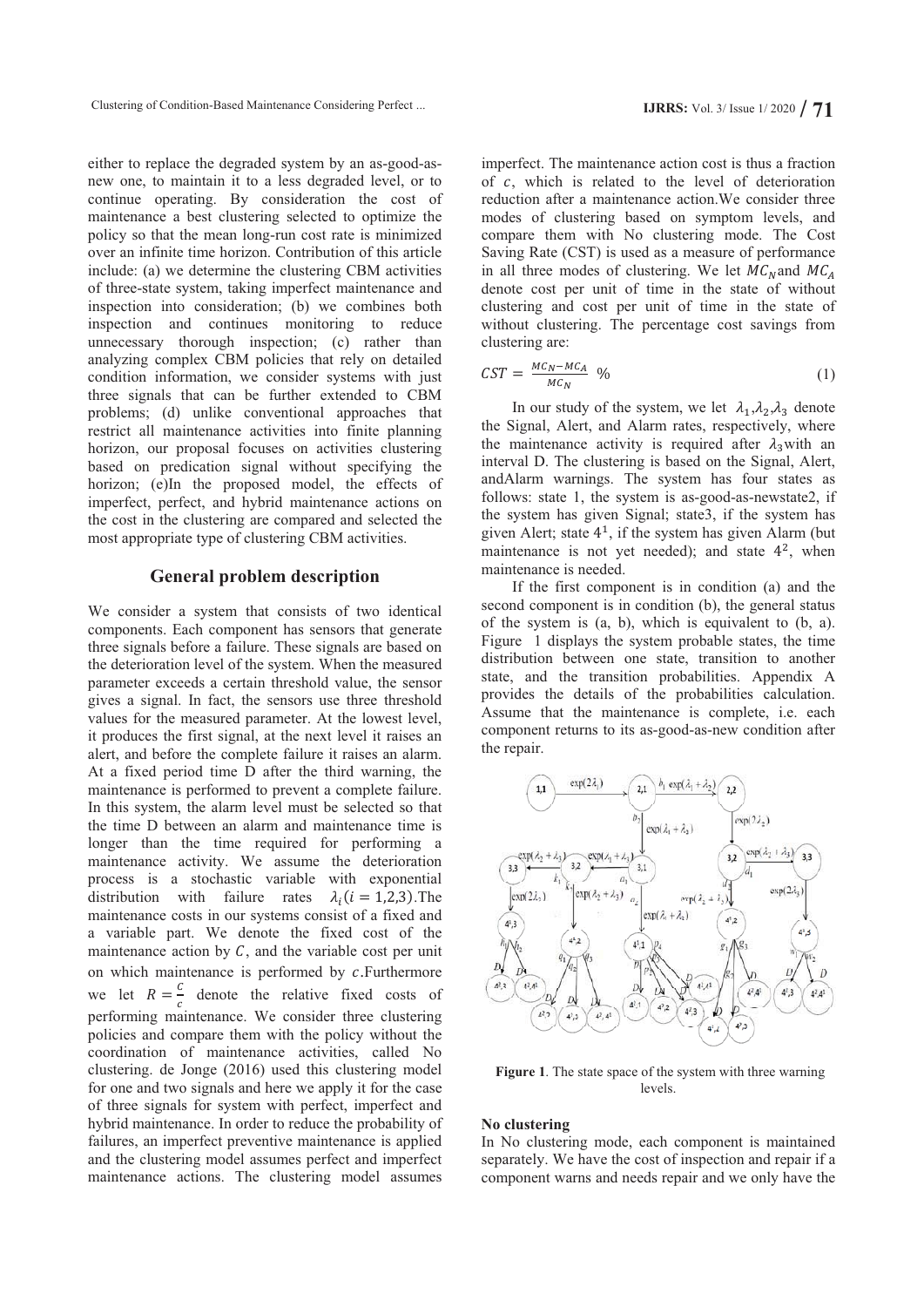either to replace the degraded system by an as-good-as-new one, to maintain it to a less degraded level, or to continue operating. By consideration the cost of maintenance a best clustering selected to optimize the policy so that the mean long-run cost rate is minimized over an infinite time horizon. Contribution of this article include: (a) we determine the clustering CBM activities of three-state system, taking imperfect maintenance and inspection into consideration; (b) we combines both inspection and continues monitoring to reduce unnecessary thorough inspection; (c) rather than analyzing complex CBM policies that rely on detailed condition information, we consider systems with just three signals that can be further extended to CBM problems; (d) unlike conventional approaches that restrict all maintenance activities into finite planning horizon, our proposal focuses on activities clustering based on predication signal without specifying the horizon; (e)In the proposed model, the effects of imperfect, perfect, and hybrid maintenance actions on the cost in the clustering are compared and selected the most appropriate type of clustering CBM activities.

## General problem description

We consider a system that consists of two identical components. Each component has sensors that generate three signals before a failure. These signals are based on the deterioration level of the system. When the measured parameter exceeds a certain threshold value, the sensor gives a signal. In fact, the sensors use three threshold values for the measured parameter. At the lowest level, it produces the first signal, at the next level it raises an alert, and before the complete failure it raises an alarm. At a fixed period time D after the third warning, the maintenance is performed to prevent a complete failure. In this system, the alarm level must be selected so that the time D between an alarm and maintenance time is longer than the time required for performing a maintenance activity. We assume the deterioration process is a stochastic variable with exponential distribution with failure rates $\lambda_i (i = 1,2,3)$.The maintenance costs in our systems consist of a fixed and a variable part. We denote the fixed cost of the maintenance action by $C$, and the variable cost per unit on which maintenance is performed by $c$.Furthermore we let $R = \frac{C}{c}$ denote the relative fixed costs of performing maintenance. We consider three clustering policies and compare them with the policy without the coordination of maintenance activities, called No clustering. de Jonge (2016) used this clustering model for one and two signals and here we apply it for the case of three signals for system with perfect, imperfect and hybrid maintenance. In order to reduce the probability of failures, an imperfect preventive maintenance is applied and the clustering model assumes perfect and imperfect maintenance actions. The clustering model assumes imperfect. The maintenance action cost is thus a fraction of $c$, which is related to the level of deterioration reduction after a maintenance action.We consider three modes of clustering based on symptom levels, and compare them with No clustering mode. The Cost Saving Rate (CST) is used as a measure of performance in all three modes of clustering. We let $MC_N$and $MC_A$ denote cost per unit of time in the state of without clustering and cost per unit of time in the state of without clustering. The percentage cost savings from clustering are:

$$CST = \frac{MC_N - MC_A}{MC_N} \ \% \tag{1}$$

In our study of the system, we let $\lambda_1$,$\lambda_2$,$\lambda_3$ denote the Signal, Alert, and Alarm rates, respectively, where the maintenance activity is required after $\lambda_3$with an interval D. The clustering is based on the Signal, Alert, andAlarm warnings. The system has four states as follows: state 1, the system is as-good-as-newstate2, if the system has given Signal; state3, if the system has given Alert; state $4^1$, if the system has given Alarm (but maintenance is not yet needed); and state $4^2$, when maintenance is needed.

If the first component is in condition (a) and the second component is in condition (b), the general status of the system is (a, b), which is equivalent to (b, a). Figure 1 displays the system probable states, the time distribution between one state, transition to another state, and the transition probabilities. Appendix A provides the details of the probabilities calculation. Assume that the maintenance is complete, i.e. each component returns to its as-good-as-new condition after the repair.

1,1
exp(2λ1)
2,1
b1 exp(λ1 + λ2)
2,2
b2
exp(λ1 + λ2)
exp(2λ2)
exp(λ2 + λ3)
exp(λ1 + λ3)
3,3
3,2
3,1
3,2
exp(λ2 + λ3)
3,3
k1
a1
d1
exp(2λ3)
exp(2λ3)
exp(λ2 + λ3)
a2
exp(λ2 + λ3)
d2
exp(λ1 + λ3)
4¹,3
4¹,2
4¹,1
4¹,2
4¹,3
h1
h2
q1
q2
q3
p1
p4
g1
g3
w1
w2
D
D
D
D
D
D
D
D
D
D
4²,3
4²,4¹
4²,2
4²,3
4¹,4¹
4²,1
4²,2
4²,3
4²,4¹
4²,3
4²,4¹
4³,4
4³,3

**Figure 1**. The state space of the system with three warning levels.

### No clustering

In No clustering mode, each component is maintained separately. We have the cost of inspection and repair if a component warns and needs repair and we only have the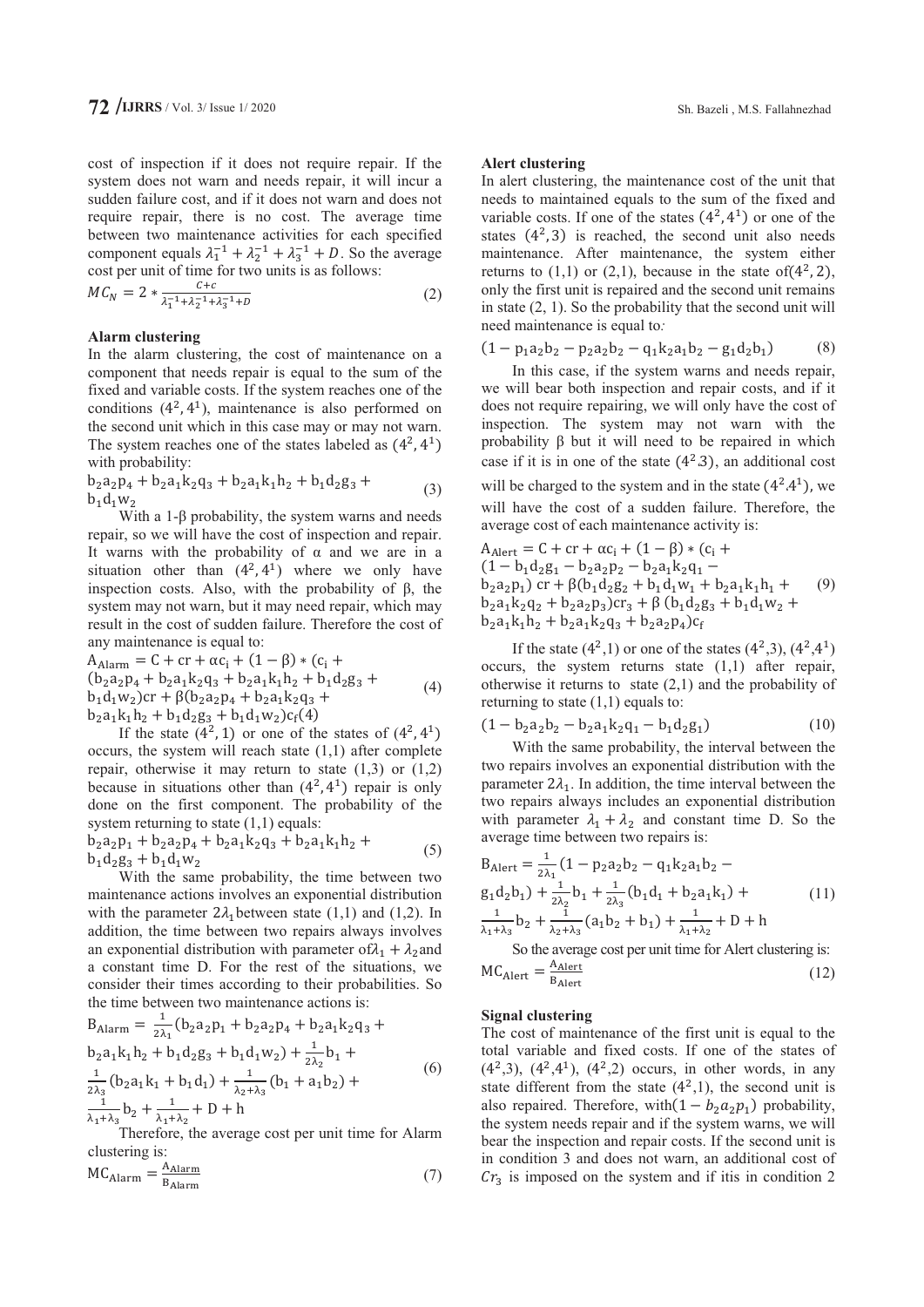cost of inspection if it does not require repair. If the system does not warn and needs repair, it will incur a sudden failure cost, and if it does not warn and does not require repair, there is no cost. The average time between two maintenance activities for each specified component equals $\lambda_1^{-1} + \lambda_2^{-1} + \lambda_3^{-1} + D$. So the average cost per unit of time for two units is as follows:

$$MC_N = 2 * \frac{C+c}{\lambda_1^{-1}+\lambda_2^{-1}+\lambda_3^{-1}+D} \tag{2}$$

**Alarm clustering**

In the alarm clustering, the cost of maintenance on a component that needs repair is equal to the sum of the fixed and variable costs. If the system reaches one of the conditions $(4^2, 4^1)$, maintenance is also performed on the second unit which in this case may or may not warn. The system reaches one of the states labeled as $(4^2, 4^1)$ with probability:

$$b_2a_2p_4 + b_2a_1k_2q_3 + b_2a_1k_1h_2 + b_1d_2g_3 + b_1d_1w_2 \tag{3}$$

With a 1-β probability, the system warns and needs repair, so we will have the cost of inspection and repair. It warns with the probability of α and we are in a situation other than $(4^2, 4^1)$ where we only have inspection costs. Also, with the probability of β, the system may not warn, but it may need repair, which may result in the cost of sudden failure. Therefore the cost of any maintenance is equal to:

$$\begin{aligned}A_{\text{Alarm}} &= C + cr + \alpha c_i + (1-\beta) * (c_i + (b_2a_2p_4 + b_2a_1k_2q_3 + b_2a_1k_1h_2 + b_1d_2g_3 + b_1d_1w_2)cr + \beta(b_2a_2p_4 + b_2a_1k_2q_3 + b_2a_1k_1h_2 + b_1d_2g_3 + b_1d_1w_2)c_f(4)\end{aligned} \tag{4}$$

If the state $(4^2, 1)$ or one of the states of $(4^2, 4^1)$ occurs, the system will reach state (1,1) after complete repair, otherwise it may return to state (1,3) or (1,2) because in situations other than $(4^2, 4^1)$ repair is only done on the first component. The probability of the system returning to state (1,1) equals:

$$b_2a_2p_1 + b_2a_2p_4 + b_2a_1k_2q_3 + b_2a_1k_1h_2 + b_1d_2g_3 + b_1d_1w_2 \tag{5}$$

With the same probability, the time between two maintenance actions involves an exponential distribution with the parameter $2\lambda_1$ between state (1,1) and (1,2). In addition, the time between two repairs always involves an exponential distribution with parameter of $\lambda_1 + \lambda_2$ and a constant time D. For the rest of the situations, we consider their times according to their probabilities. So the time between two maintenance actions is:

$$\begin{aligned}B_{\text{Alarm}} = {} & \frac{1}{2\lambda_1}(b_2a_2p_1 + b_2a_2p_4 + b_2a_1k_2q_3 + b_2a_1k_1h_2 + b_1d_2g_3 + b_1d_1w_2) + \frac{1}{2\lambda_2}b_1 + \\ & \frac{1}{2\lambda_3}(b_2a_1k_1 + b_1d_1) + \frac{1}{\lambda_2+\lambda_3}(b_1 + a_1b_2) + \\ & \frac{1}{\lambda_1+\lambda_3}b_2 + \frac{1}{\lambda_1+\lambda_2} + D + h\end{aligned} \tag{6}$$

Therefore, the average cost per unit time for Alarm clustering is:

$$MC_{\text{Alarm}} = \frac{A_{\text{Alarm}}}{B_{\text{Alarm}}} \tag{7}$$

**Alert clustering**

In alert clustering, the maintenance cost of the unit that needs to maintained equals to the sum of the fixed and variable costs. If one of the states $(4^2, 4^1)$ or one of the states $(4^2, 3)$ is reached, the second unit also needs maintenance. After maintenance, the system either returns to (1,1) or (2,1), because in the state of $(4^2, 2)$, only the first unit is repaired and the second unit remains in state (2, 1). So the probability that the second unit will need maintenance is equal to:

$$(1 - p_1a_2b_2 - p_2a_2b_2 - q_1k_2a_1b_2 - g_1d_2b_1) \tag{8}$$

In this case, if the system warns and needs repair, we will bear both inspection and repair costs, and if it does not require repairing, we will only have the cost of inspection. The system may not warn with the probability β but it will need to be repaired in which case if it is in one of the state $(4^2, 3)$, an additional cost will be charged to the system and in the state $(4^2, 4^1)$, we will have the cost of a sudden failure. Therefore, the average cost of each maintenance activity is:

$$\begin{aligned}A_{\text{Alert}} &= C + cr + \alpha c_i + (1-\beta) * (c_i + (1 - b_1d_2g_1 - b_2a_2p_2 - b_2a_1k_2q_1 - b_2a_2p_1)\, cr + \beta(b_1d_2g_2 + b_1d_1w_1 + b_2a_1k_1h_1 + b_2a_1k_2q_2 + b_2a_2p_3)cr_3 + \beta\,(b_1d_2g_3 + b_1d_1w_2 + b_2a_1k_1h_2 + b_2a_1k_2q_3 + b_2a_2p_4)c_f\end{aligned} \tag{9}$$

If the state $(4^2,1)$ or one of the states $(4^2,3)$, $(4^2,4^1)$ occurs, the system returns state (1,1) after repair, otherwise it returns to state (2,1) and the probability of returning to state (1,1) equals to:

$$(1 - b_2a_2b_2 - b_2a_1k_2q_1 - b_1d_2g_1) \tag{10}$$

With the same probability, the interval between the two repairs involves an exponential distribution with the parameter $2\lambda_1$. In addition, the time interval between the two repairs always includes an exponential distribution with parameter $\lambda_1 + \lambda_2$ and constant time D. So the average time between two repairs is:

$$\begin{aligned}B_{\text{Alert}} = {} & \frac{1}{2\lambda_1}(1 - p_2a_2b_2 - q_1k_2a_1b_2 - g_1d_2b_1) + \frac{1}{2\lambda_2}b_1 + \frac{1}{2\lambda_3}(b_1d_1 + b_2a_1k_1) + \\ & \frac{1}{\lambda_1+\lambda_3}b_2 + \frac{1}{\lambda_2+\lambda_3}(a_1b_2 + b_1) + \frac{1}{\lambda_1+\lambda_2} + D + h\end{aligned} \tag{11}$$

So the average cost per unit time for Alert clustering is:

$$MC_{\text{Alert}} = \frac{A_{\text{Alert}}}{B_{\text{Alert}}} \tag{12}$$

**Signal clustering**

The cost of maintenance of the first unit is equal to the total variable and fixed costs. If one of the states of $(4^2,3)$, $(4^2,4^1)$, $(4^2,2)$ occurs, in other words, in any state different from the state $(4^2,1)$, the second unit is also repaired. Therefore, with $(1 - b_2a_2p_1)$ probability, the system needs repair and if the system warns, we will bear the inspection and repair costs. If the second unit is in condition 3 and does not warn, an additional cost of $Cr_3$ is imposed on the system and if itis in condition 2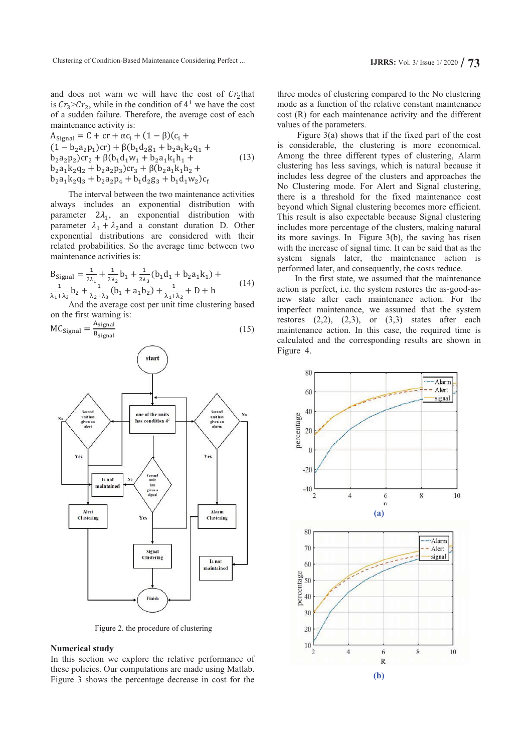and does not warn we will have the cost of $Cr_2$ that is $Cr_3 > Cr_2$, while in the condition of $4^1$ we have the cost of a sudden failure. Therefore, the average cost of each maintenance activity is:

$$A_{Signal} = C + cr + \alpha c_i + (1-\beta)(c_i + (1 - b_2 a_2 p_1) cr) + \beta(b_1 d_2 g_1 + b_2 a_1 k_2 q_1 + b_2 a_2 p_2) cr_2 + \beta(b_1 d_1 w_1 + b_2 a_1 k_1 h_1 + b_2 a_1 k_2 q_2 + b_2 a_2 p_3) cr_3 + \beta(b_2 a_1 k_1 h_2 + b_2 a_1 k_2 q_3 + b_2 a_2 p_4 + b_1 d_2 g_3 + b_1 d_1 w_2) c_f \quad (13)$$

The interval between the two maintenance activities always includes an exponential distribution with parameter $2\lambda_1$, an exponential distribution with parameter $\lambda_1 + \lambda_2$ and a constant duration D. Other exponential distributions are considered with their related probabilities. So the average time between two maintenance activities is:

$$B_{Signal} = \frac{1}{2\lambda_1} + \frac{1}{2\lambda_2} b_1 + \frac{1}{2\lambda_3}(b_1 d_1 + b_2 a_1 k_1) + \frac{1}{\lambda_1 + \lambda_3} b_2 + \frac{1}{\lambda_2 + \lambda_3}(b_1 + a_1 b_2) + \frac{1}{\lambda_1 + \lambda_2} + D + h \quad (14)$$

And the average cost per unit time clustering based on the first warning is:

$$MC_{Signal} = \frac{A_{Signal}}{B_{Signal}} \quad (15)$$

Figure 2. the procedure of clustering

## Numerical study

In this section we explore the relative performance of these policies. Our computations are made using Matlab. Figure 3 shows the percentage decrease in cost for the three modes of clustering compared to the No clustering mode as a function of the relative constant maintenance cost (R) for each maintenance activity and the different values of the parameters.

Figure 3(a) shows that if the fixed part of the cost is considerable, the clustering is more economical. Among the three different types of clustering, Alarm clustering has less savings, which is natural because it includes less degree of the clusters and approaches the No Clustering mode. For Alert and Signal clustering, there is a threshold for the fixed maintenance cost beyond which Signal clustering becomes more efficient. This result is also expectable because Signal clustering includes more percentage of the clusters, making natural its more savings. In Figure 3(b), the saving has risen with the increase of signal time. It can be said that as the system signals later, the maintenance action is performed later, and consequently, the costs reduce.

In the first state, we assumed that the maintenance action is perfect, i.e. the system restores the as-good-as-new state after each maintenance action. For the imperfect maintenance, we assumed that the system restores (2,2), (2,3), or (3,3) states after each maintenance action. In this case, the required time is calculated and the corresponding results are shown in Figure 4.

(a)

(b)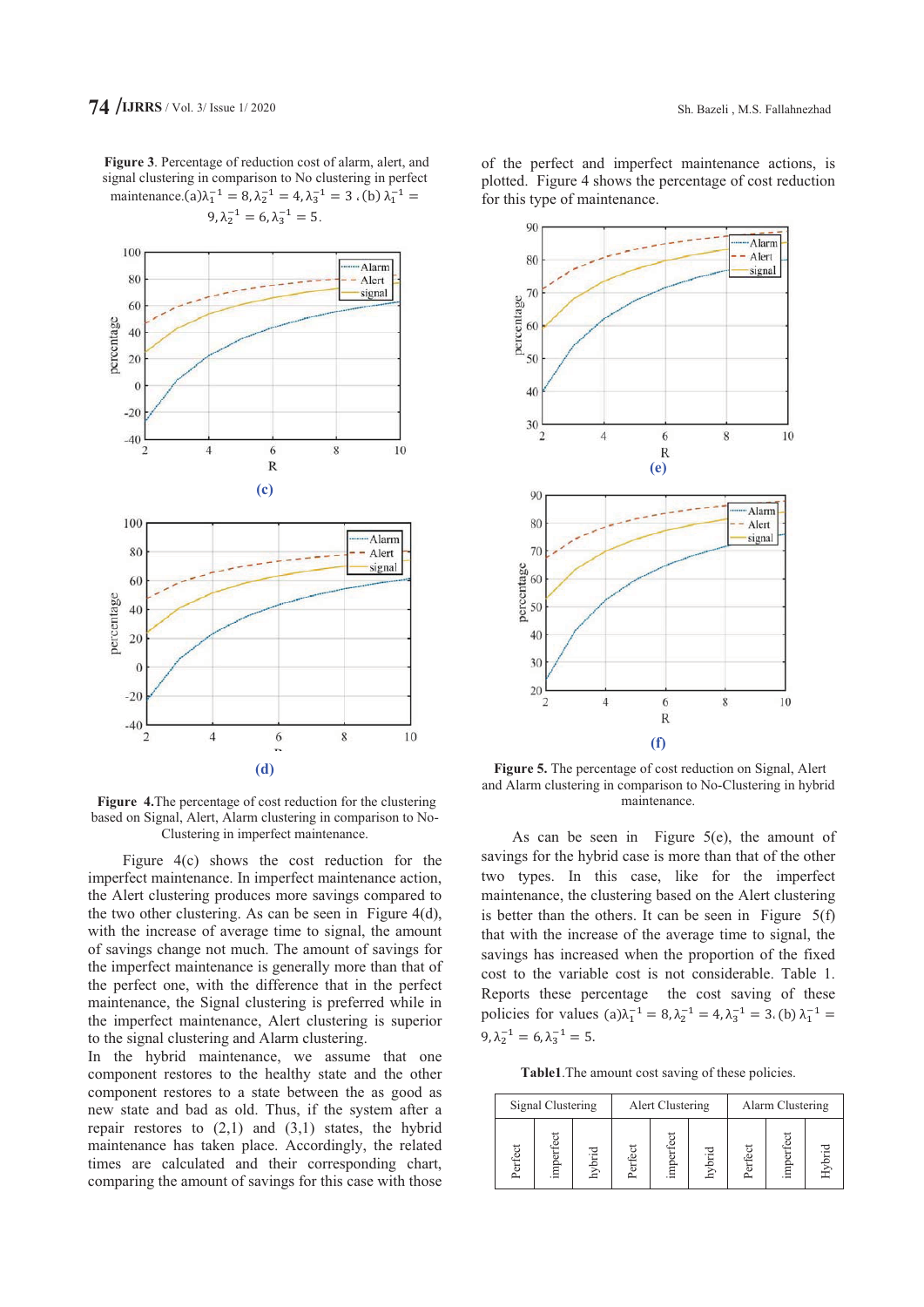**Figure 3**. Percentage of reduction cost of alarm, alert, and signal clustering in comparison to No clustering in perfect maintenance.(a)$\lambda_1^{-1} = 8, \lambda_2^{-1} = 4, \lambda_3^{-1} = 3$ .(b) $\lambda_1^{-1} = 9, \lambda_2^{-1} = 6, \lambda_3^{-1} = 5$.

100
80
60
40
20
0
-20
-40
percentage
2
4
6
8
10
R
Alarm
Alert
signal

**(c)**

100
80
60
40
20
0
-20
-40
percentage
2
4
6
8
10
R
Alarm
Alert
signal

**(d)**

**Figure 4.**The percentage of cost reduction for the clustering based on Signal, Alert, Alarm clustering in comparison to No-Clustering in imperfect maintenance.

Figure 4(c) shows the cost reduction for the imperfect maintenance. In imperfect maintenance action, the Alert clustering produces more savings compared to the two other clustering. As can be seen in Figure 4(d), with the increase of average time to signal, the amount of savings change not much. The amount of savings for the imperfect maintenance is generally more than that of the perfect one, with the difference that in the perfect maintenance, the Signal clustering is preferred while in the imperfect maintenance, Alert clustering is superior to the signal clustering and Alarm clustering.

In the hybrid maintenance, we assume that one component restores to the healthy state and the other component restores to a state between the as good as new state and bad as old. Thus, if the system after a repair restores to (2,1) and (3,1) states, the hybrid maintenance has taken place. Accordingly, the related times are calculated and their corresponding chart, comparing the amount of savings for this case with those of the perfect and imperfect maintenance actions, is plotted. Figure 4 shows the percentage of cost reduction for this type of maintenance.

90
80
70
60
50
40
30
percentage
2
4
6
8
10
R
Alarm
Alert
signal

**(e)**

90
80
70
60
50
40
30
20
percentage
2
4
6
8
10
R
Alarm
Alert
signal

**(f)**

**Figure 5.** The percentage of cost reduction on Signal, Alert and Alarm clustering in comparison to No-Clustering in hybrid maintenance.

As can be seen in Figure 5(e), the amount of savings for the hybrid case is more than that of the other two types. In this case, like for the imperfect maintenance, the clustering based on the Alert clustering is better than the others. It can be seen in Figure 5(f) that with the increase of the average time to signal, the savings has increased when the proportion of the fixed cost to the variable cost is not considerable. Table 1. Reports these percentage the cost saving of these policies for values (a)$\lambda_1^{-1} = 8, \lambda_2^{-1} = 4, \lambda_3^{-1} = 3$. (b) $\lambda_1^{-1} = 9, \lambda_2^{-1} = 6, \lambda_3^{-1} = 5$.

**Table1**.The amount cost saving of these policies.

| Signal Clustering | | | Alert Clustering | | | Alarm Clustering | | |
|---|---|---|---|---|---|---|---|---|
| Perfect | imperfect | hybrid | Perfect | imperfect | hybrid | Perfect | imperfect | Hybrid |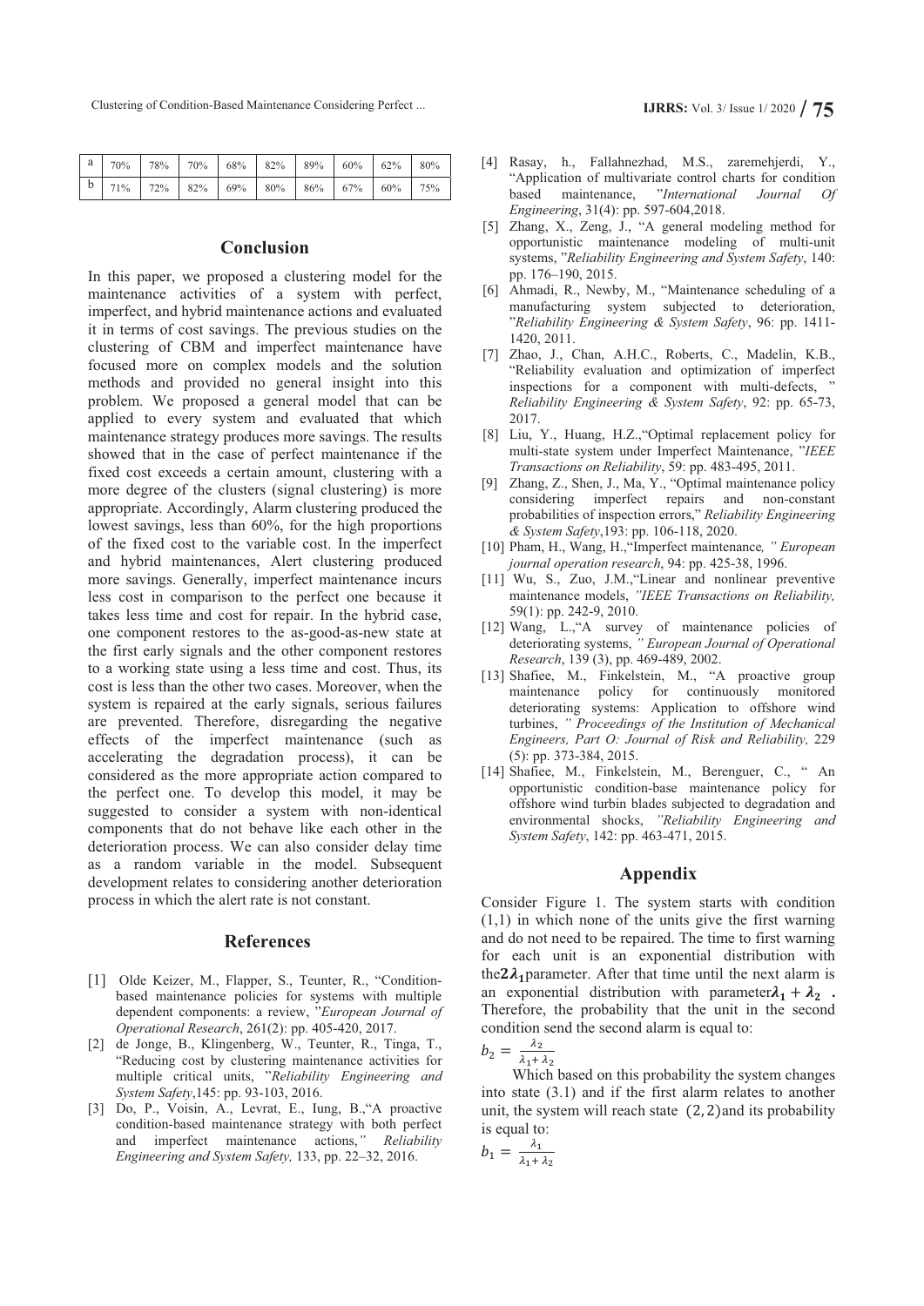| | | | | | | | | | |
|---|---|---|---|---|---|---|---|---|---|
| a | 70% | 78% | 70% | 68% | 82% | 89% | 60% | 62% | 80% |
| b | 71% | 72% | 82% | 69% | 80% | 86% | 67% | 60% | 75% |

## Conclusion

In this paper, we proposed a clustering model for the maintenance activities of a system with perfect, imperfect, and hybrid maintenance actions and evaluated it in terms of cost savings. The previous studies on the clustering of CBM and imperfect maintenance have focused more on complex models and the solution methods and provided no general insight into this problem. We proposed a general model that can be applied to every system and evaluated that which maintenance strategy produces more savings. The results showed that in the case of perfect maintenance if the fixed cost exceeds a certain amount, clustering with a more degree of the clusters (signal clustering) is more appropriate. Accordingly, Alarm clustering produced the lowest savings, less than 60%, for the high proportions of the fixed cost to the variable cost. In the imperfect and hybrid maintenances, Alert clustering produced more savings. Generally, imperfect maintenance incurs less cost in comparison to the perfect one because it takes less time and cost for repair. In the hybrid case, one component restores to the as-good-as-new state at the first early signals and the other component restores to a working state using a less time and cost. Thus, its cost is less than the other two cases. Moreover, when the system is repaired at the early signals, serious failures are prevented. Therefore, disregarding the negative effects of the imperfect maintenance (such as accelerating the degradation process), it can be considered as the more appropriate action compared to the perfect one. To develop this model, it may be suggested to consider a system with non-identical components that do not behave like each other in the deterioration process. We can also consider delay time as a random variable in the model. Subsequent development relates to considering another deterioration process in which the alert rate is not constant.

## References

[1] Olde Keizer, M., Flapper, S., Teunter, R., "Condition-based maintenance policies for systems with multiple dependent components: a review, "*European Journal of Operational Research*, 261(2): pp. 405-420, 2017.

[2] de Jonge, B., Klingenberg, W., Teunter, R., Tinga, T., "Reducing cost by clustering maintenance activities for multiple critical units, "*Reliability Engineering and System Safety*,145: pp. 93-103, 2016.

[3] Do, P., Voisin, A., Levrat, E., Iung, B.,"A proactive condition-based maintenance strategy with both perfect and imperfect maintenance actions,*" Reliability Engineering and System Safety,* 133, pp. 22–32, 2016.

[4] Rasay, h., Fallahnezhad, M.S., zaremehjerdi, Y., "Application of multivariate control charts for condition based maintenance, "*International Journal Of Engineering*, 31(4): pp. 597-604,2018.

[5] Zhang, X., Zeng, J., "A general modeling method for opportunistic maintenance modeling of multi-unit systems, "*Reliability Engineering and System Safety*, 140: pp. 176–190, 2015.

[6] Ahmadi, R., Newby, M., "Maintenance scheduling of a manufacturing system subjected to deterioration, "*Reliability Engineering & System Safety*, 96: pp. 1411-1420, 2011.

[7] Zhao, J., Chan, A.H.C., Roberts, C., Madelin, K.B., "Reliability evaluation and optimization of imperfect inspections for a component with multi-defects, " *Reliability Engineering & System Safety*, 92: pp. 65-73, 2017.

[8] Liu, Y., Huang, H.Z.,"Optimal replacement policy for multi-state system under Imperfect Maintenance, "*IEEE Transactions on Reliability*, 59: pp. 483-495, 2011.

[9] Zhang, Z., Shen, J., Ma, Y., "Optimal maintenance policy considering imperfect repairs and non-constant probabilities of inspection errors," *Reliability Engineering & System Safety*,193: pp. 106-118, 2020.

[10] Pham, H., Wang, H.,"Imperfect maintenance*, " European journal operation research*, 94: pp. 425-38, 1996.

[11] Wu, S., Zuo, J.M.,"Linear and nonlinear preventive maintenance models, *"IEEE Transactions on Reliability,* 59(1): pp. 242-9, 2010.

[12] Wang, L.,"A survey of maintenance policies of deteriorating systems, *" European Journal of Operational Research*, 139 (3), pp. 469-489, 2002.

[13] Shafiee, M., Finkelstein, M., "A proactive group maintenance policy for continuously monitored deteriorating systems: Application to offshore wind turbines, *" Proceedings of the Institution of Mechanical Engineers, Part O: Journal of Risk and Reliability,* 229 (5): pp. 373-384, 2015.

[14] Shafiee, M., Finkelstein, M., Berenguer, C., " An opportunistic condition-base maintenance policy for offshore wind turbin blades subjected to degradation and environmental shocks, *"Reliability Engineering and System Safety*, 142: pp. 463-471, 2015.

## Appendix

Consider Figure 1. The system starts with condition (1,1) in which none of the units give the first warning and do not need to be repaired. The time to first warning for each unit is an exponential distribution with the $2\lambda_1$ parameter. After that time until the next alarm is an exponential distribution with parameter $\lambda_1 + \lambda_2$ . Therefore, the probability that the unit in the second condition send the second alarm is equal to:

$$b_2 = \frac{\lambda_2}{\lambda_1 + \lambda_2}$$

Which based on this probability the system changes into state (3.1) and if the first alarm relates to another unit, the system will reach state $(2, 2)$ and its probability is equal to:

$$b_1 = \frac{\lambda_1}{\lambda_1 + \lambda_2}$$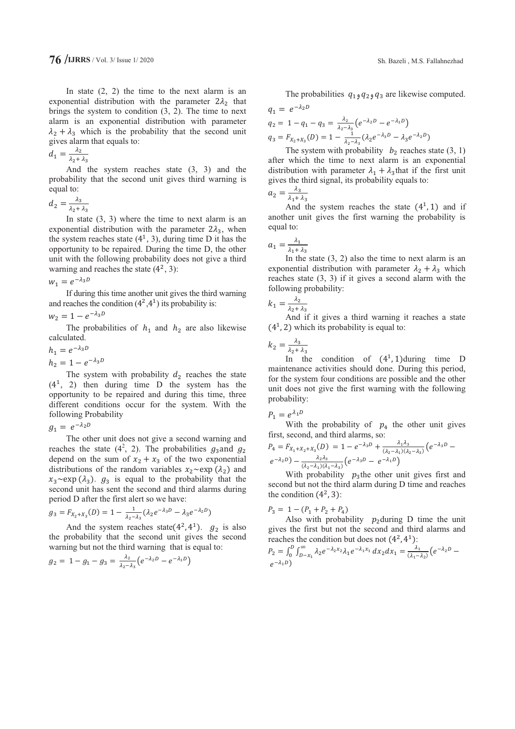In state (2, 2) the time to the next alarm is an exponential distribution with the parameter $2\lambda_2$ that brings the system to condition (3, 2). The time to next alarm is an exponential distribution with parameter $\lambda_2 + \lambda_3$ which is the probability that the second unit gives alarm that equals to:

$$d_1 = \frac{\lambda_2}{\lambda_2 + \lambda_3}$$

And the system reaches state (3, 3) and the probability that the second unit gives third warning is equal to:

$$d_2 = \frac{\lambda_3}{\lambda_2 + \lambda_3}$$

In state (3, 3) where the time to next alarm is an exponential distribution with the parameter $2\lambda_3$, when the system reaches state $(4^1, 3)$, during time D it has the opportunity to be repaired. During the time D, the other unit with the following probability does not give a third warning and reaches the state $(4^2, 3)$:

$$w_1 = e^{-\lambda_3 D}$$

If during this time another unit gives the third warning and reaches the condition $(4^2, 4^1)$ its probability is:

$$w_2 = 1 - e^{-\lambda_3 D}$$

The probabilities of $h_1$ and $h_2$ are also likewise calculated.

$$h_1 = e^{-\lambda_3 D}$$

$$h_2 = 1 - e^{-\lambda_3 D}$$

The system with probability $d_2$ reaches the state $(4^1, 2)$ then during time D the system has the opportunity to be repaired and during this time, three different conditions occur for the system. With the following Probability

$$g_1 = e^{-\lambda_2 D}$$

The other unit does not give a second warning and reaches the state $(4^2, 2)$. The probabilities $g_3$ and $g_2$ depend on the sum of $x_2 + x_3$ of the two exponential distributions of the random variables $x_2 \sim \exp(\lambda_2)$ and $x_3 \sim \exp(\lambda_3)$. $g_3$ is equal to the probability that the second unit has sent the second and third alarms during period D after the first alert so we have:

$$g_3 = F_{X_2+X_3}(D) = 1 - \frac{1}{\lambda_2 - \lambda_3}(\lambda_2 e^{-\lambda_3 D} - \lambda_3 e^{-\lambda_2 D})$$

And the system reaches state $(4^2, 4^1)$. $g_2$ is also the probability that the second unit gives the second warning but not the third warning that is equal to:

$$g_2 = 1 - g_1 - g_3 = \frac{\lambda_2}{\lambda_2 - \lambda_3}\left(e^{-\lambda_2 D} - e^{-\lambda_1 D}\right)$$

The probabilities $q_1, q_2, q_3$ are likewise computed.

$$q_1 = e^{-\lambda_2 D}$$

$$q_2 = 1 - q_1 - q_3 = \frac{\lambda_2}{\lambda_2 - \lambda_3}\left(e^{-\lambda_2 D} - e^{-\lambda_1 D}\right)$$

$$q_3 = F_{X_2+X_3}(D) = 1 - \frac{1}{\lambda_2 - \lambda_3}(\lambda_2 e^{-\lambda_3 D} - \lambda_3 e^{-\lambda_2 D})$$

The system with probability $b_2$ reaches state (3, 1) after which the time to next alarm is an exponential distribution with parameter $\lambda_1 + \lambda_3$ that if the first unit gives the third signal, its probability equals to:

$$a_2 = \frac{\lambda_3}{\lambda_1 + \lambda_3}$$

And the system reaches the state $(4^1, 1)$ and if another unit gives the first warning the probability is equal to:

$$a_1 = \frac{\lambda_1}{\lambda_1 + \lambda_3}$$

In the state (3, 2) also the time to next alarm is an exponential distribution with parameter $\lambda_2 + \lambda_3$ which reaches state (3, 3) if it gives a second alarm with the following probability:

$$k_1 = \frac{\lambda_2}{\lambda_2 + \lambda_3}$$

And if it gives a third warning it reaches a state $(4^1, 2)$ which its probability is equal to:

$$k_2 = \frac{\lambda_3}{\lambda_2 + \lambda_3}$$

In the condition of $(4^1, 1)$ during time D maintenance activities should done. During this period, for the system four conditions are possible and the other unit does not give the first warning with the following probability:

$$P_1 = e^{\lambda_1 D}$$

With the probability of $p_4$ the other unit gives first, second, and third alarms, so:

$$P_4 = F_{X_1+X_2+X_3}(D) = 1 - e^{-\lambda_3 D} + \frac{\lambda_1 \lambda_3}{(\lambda_2 - \lambda_1)(\lambda_2 - \lambda_3)}\left(e^{-\lambda_3 D} - e^{-\lambda_2 D}\right) - \frac{\lambda_2 \lambda_3}{(\lambda_2 - \lambda_1)(\lambda_1 - \lambda_3)}\left(e^{-\lambda_3 D} - e^{-\lambda_1 D}\right)$$

With probability $p_3$ the other unit gives first and second but not the third alarm during D time and reaches the condition $(4^2, 3)$:

$$P_3 = 1 - (P_1 + P_2 + P_4)$$

Also with probability $p_2$ during D time the unit gives the first but not the second and third alarms and reaches the condition but does not $(4^2, 4^1)$:

$$P_2 = \int_0^D \int_{D-x_1}^{\infty} \lambda_2 e^{-\lambda_2 x_2} \lambda_1 e^{-\lambda_1 x_1}\, dx_2 dx_1 = \frac{\lambda_1}{(\lambda_1 - \lambda_2)}\left(e^{-\lambda_2 D} - e^{-\lambda_1 D}\right)$$